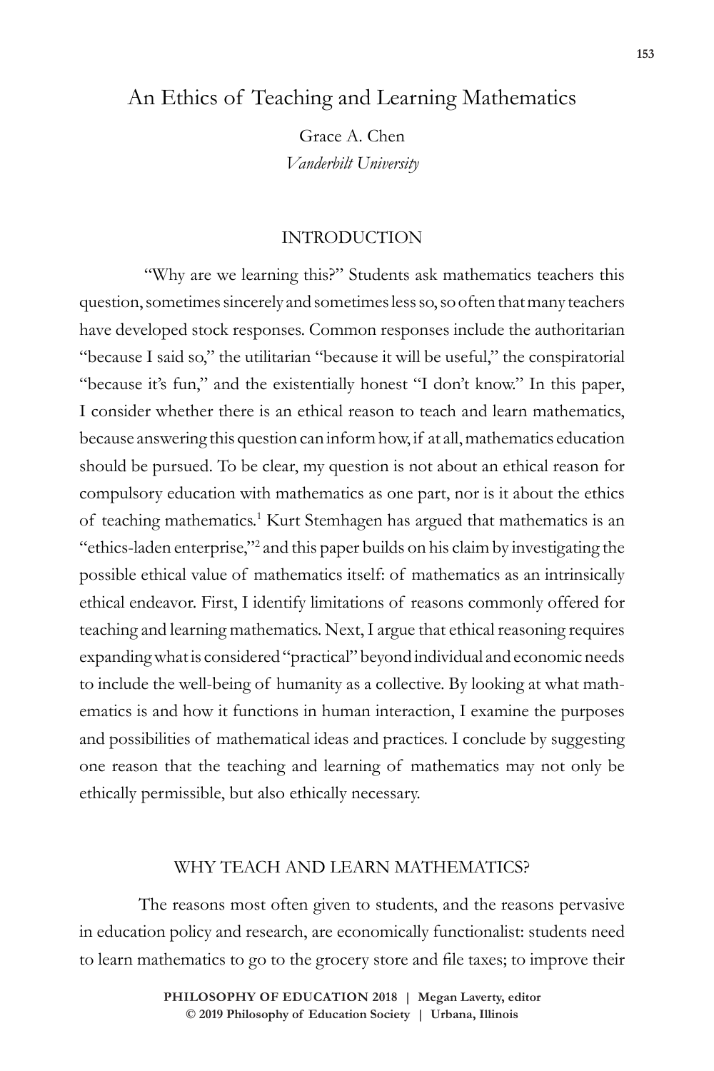# An Ethics of Teaching and Learning Mathematics

Grace A. Chen

*Vanderbilt University*

## INTRODUCTION

"Why are we learning this?" Students ask mathematics teachers this question, sometimes sincerely and sometimes less so, so often that many teachers have developed stock responses. Common responses include the authoritarian "because I said so," the utilitarian "because it will be useful," the conspiratorial "because it's fun," and the existentially honest "I don't know." In this paper, I consider whether there is an ethical reason to teach and learn mathematics, because answering this question can inform how, if at all, mathematics education should be pursued. To be clear, my question is not about an ethical reason for compulsory education with mathematics as one part, nor is it about the ethics of teaching mathematics.[1] Kurt Stemhagen has argued that mathematics is an "ethics-laden enterprise,"[2] and this paper builds on his claim by investigating the possible ethical value of mathematics itself: of mathematics as an intrinsically ethical endeavor. First, I identify limitations of reasons commonly offered for teaching and learning mathematics. Next, I argue that ethical reasoning requires expanding what is considered "practical" beyond individual and economic needs to include the well-being of humanity as a collective. By looking at what mathematics is and how it functions in human interaction, I examine the purposes and possibilities of mathematical ideas and practices. I conclude by suggesting one reason that the teaching and learning of mathematics may not only be ethically permissible, but also ethically necessary.

## WHY TEACH AND LEARN MATHEMATICS?

The reasons most often given to students, and the reasons pervasive in education policy and research, are economically functionalist: students need to learn mathematics to go to the grocery store and file taxes; to improve their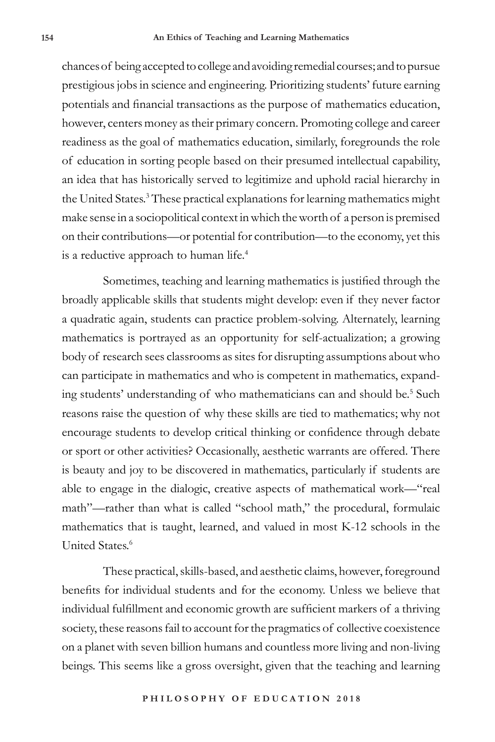chances of being accepted to college and avoiding remedial courses; and to pursue prestigious jobs in science and engineering. Prioritizing students' future earning potentials and financial transactions as the purpose of mathematics education, however, centers money as their primary concern. Promoting college and career readiness as the goal of mathematics education, similarly, foregrounds the role of education in sorting people based on their presumed intellectual capability, an idea that has historically served to legitimize and uphold racial hierarchy in the United States.[3] These practical explanations for learning mathematics might make sense in a sociopolitical context in which the worth of a person is premised on their contributions—or potential for contribution—to the economy, yet this is a reductive approach to human life.[4]

Sometimes, teaching and learning mathematics is justified through the broadly applicable skills that students might develop: even if they never factor a quadratic again, students can practice problem-solving. Alternately, learning mathematics is portrayed as an opportunity for self-actualization; a growing body of research sees classrooms as sites for disrupting assumptions about who can participate in mathematics and who is competent in mathematics, expanding students' understanding of who mathematicians can and should be.[5] Such reasons raise the question of why these skills are tied to mathematics; why not encourage students to develop critical thinking or confidence through debate or sport or other activities? Occasionally, aesthetic warrants are offered. There is beauty and joy to be discovered in mathematics, particularly if students are able to engage in the dialogic, creative aspects of mathematical work—"real math"—rather than what is called "school math," the procedural, formulaic mathematics that is taught, learned, and valued in most K-12 schools in the United States.[6]

These practical, skills-based, and aesthetic claims, however, foreground benefits for individual students and for the economy. Unless we believe that individual fulfillment and economic growth are sufficient markers of a thriving society, these reasons fail to account for the pragmatics of collective coexistence on a planet with seven billion humans and countless more living and non-living beings. This seems like a gross oversight, given that the teaching and learning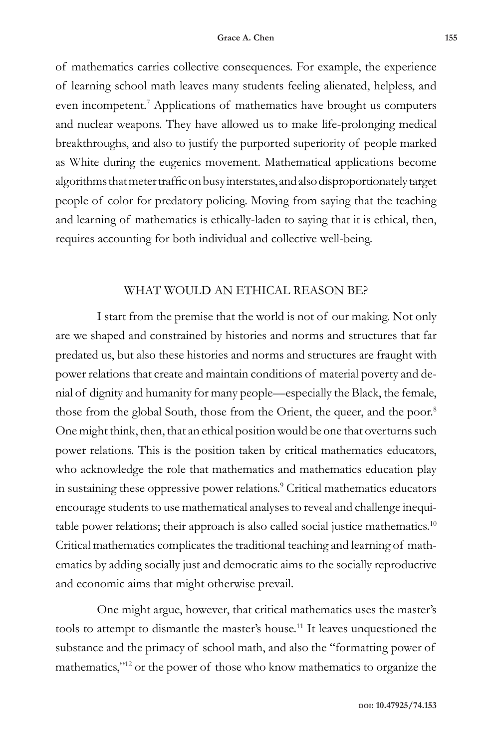of mathematics carries collective consequences. For example, the experience of learning school math leaves many students feeling alienated, helpless, and even incompetent.[7] Applications of mathematics have brought us computers and nuclear weapons. They have allowed us to make life-prolonging medical breakthroughs, and also to justify the purported superiority of people marked as White during the eugenics movement. Mathematical applications become algorithms that meter traffic on busy interstates, and also disproportionately target people of color for predatory policing. Moving from saying that the teaching and learning of mathematics is ethically-laden to saying that it is ethical, then, requires accounting for both individual and collective well-being.

## WHAT WOULD AN ETHICAL REASON BE?

I start from the premise that the world is not of our making. Not only are we shaped and constrained by histories and norms and structures that far predated us, but also these histories and norms and structures are fraught with power relations that create and maintain conditions of material poverty and denial of dignity and humanity for many people—especially the Black, the female, those from the global South, those from the Orient, the queer, and the poor.[8] One might think, then, that an ethical position would be one that overturns such power relations. This is the position taken by critical mathematics educators, who acknowledge the role that mathematics and mathematics education play in sustaining these oppressive power relations.[9] Critical mathematics educators encourage students to use mathematical analyses to reveal and challenge inequitable power relations; their approach is also called social justice mathematics.[10] Critical mathematics complicates the traditional teaching and learning of mathematics by adding socially just and democratic aims to the socially reproductive and economic aims that might otherwise prevail.

One might argue, however, that critical mathematics uses the master's tools to attempt to dismantle the master's house.[11] It leaves unquestioned the substance and the primacy of school math, and also the "formatting power of mathematics,"[12] or the power of those who know mathematics to organize the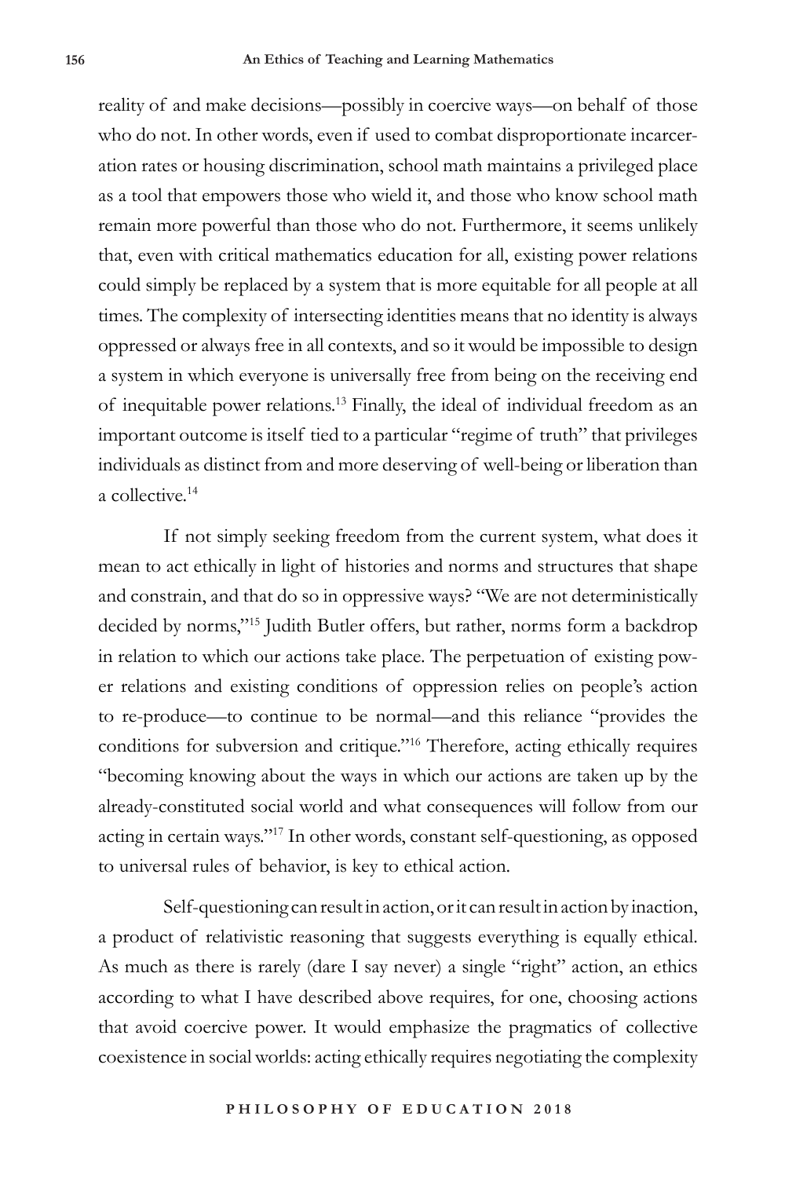reality of and make decisions—possibly in coercive ways—on behalf of those who do not. In other words, even if used to combat disproportionate incarceration rates or housing discrimination, school math maintains a privileged place as a tool that empowers those who wield it, and those who know school math remain more powerful than those who do not. Furthermore, it seems unlikely that, even with critical mathematics education for all, existing power relations could simply be replaced by a system that is more equitable for all people at all times. The complexity of intersecting identities means that no identity is always oppressed or always free in all contexts, and so it would be impossible to design a system in which everyone is universally free from being on the receiving end of inequitable power relations.[13] Finally, the ideal of individual freedom as an important outcome is itself tied to a particular "regime of truth" that privileges individuals as distinct from and more deserving of well-being or liberation than a collective.[14]

If not simply seeking freedom from the current system, what does it mean to act ethically in light of histories and norms and structures that shape and constrain, and that do so in oppressive ways? "We are not deterministically decided by norms,"[15] Judith Butler offers, but rather, norms form a backdrop in relation to which our actions take place. The perpetuation of existing power relations and existing conditions of oppression relies on people's action to re-produce—to continue to be normal—and this reliance "provides the conditions for subversion and critique."[16] Therefore, acting ethically requires "becoming knowing about the ways in which our actions are taken up by the already-constituted social world and what consequences will follow from our acting in certain ways."[17] In other words, constant self-questioning, as opposed to universal rules of behavior, is key to ethical action.

Self-questioning can result in action, or it can result in action by inaction, a product of relativistic reasoning that suggests everything is equally ethical. As much as there is rarely (dare I say never) a single "right" action, an ethics according to what I have described above requires, for one, choosing actions that avoid coercive power. It would emphasize the pragmatics of collective coexistence in social worlds: acting ethically requires negotiating the complexity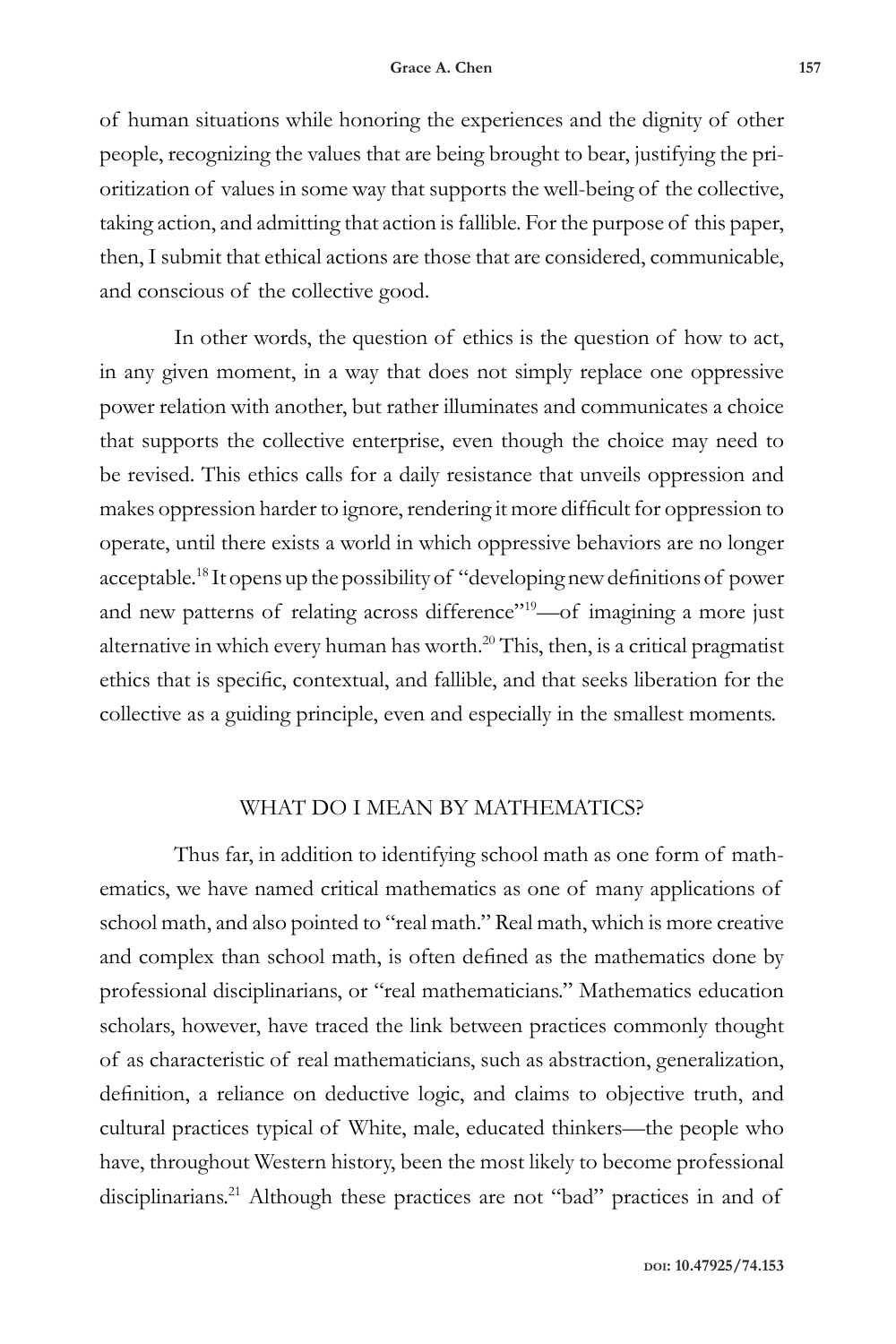of human situations while honoring the experiences and the dignity of other people, recognizing the values that are being brought to bear, justifying the prioritization of values in some way that supports the well-being of the collective, taking action, and admitting that action is fallible. For the purpose of this paper, then, I submit that ethical actions are those that are considered, communicable, and conscious of the collective good.

In other words, the question of ethics is the question of how to act, in any given moment, in a way that does not simply replace one oppressive power relation with another, but rather illuminates and communicates a choice that supports the collective enterprise, even though the choice may need to be revised. This ethics calls for a daily resistance that unveils oppression and makes oppression harder to ignore, rendering it more difficult for oppression to operate, until there exists a world in which oppressive behaviors are no longer acceptable.[18] It opens up the possibility of "developing new definitions of power and new patterns of relating across difference"[19]—of imagining a more just alternative in which every human has worth.[20] This, then, is a critical pragmatist ethics that is specific, contextual, and fallible, and that seeks liberation for the collective as a guiding principle, even and especially in the smallest moments.

## WHAT DO I MEAN BY MATHEMATICS?

Thus far, in addition to identifying school math as one form of mathematics, we have named critical mathematics as one of many applications of school math, and also pointed to "real math." Real math, which is more creative and complex than school math, is often defined as the mathematics done by professional disciplinarians, or "real mathematicians." Mathematics education scholars, however, have traced the link between practices commonly thought of as characteristic of real mathematicians, such as abstraction, generalization, definition, a reliance on deductive logic, and claims to objective truth, and cultural practices typical of White, male, educated thinkers—the people who have, throughout Western history, been the most likely to become professional disciplinarians.[21] Although these practices are not "bad" practices in and of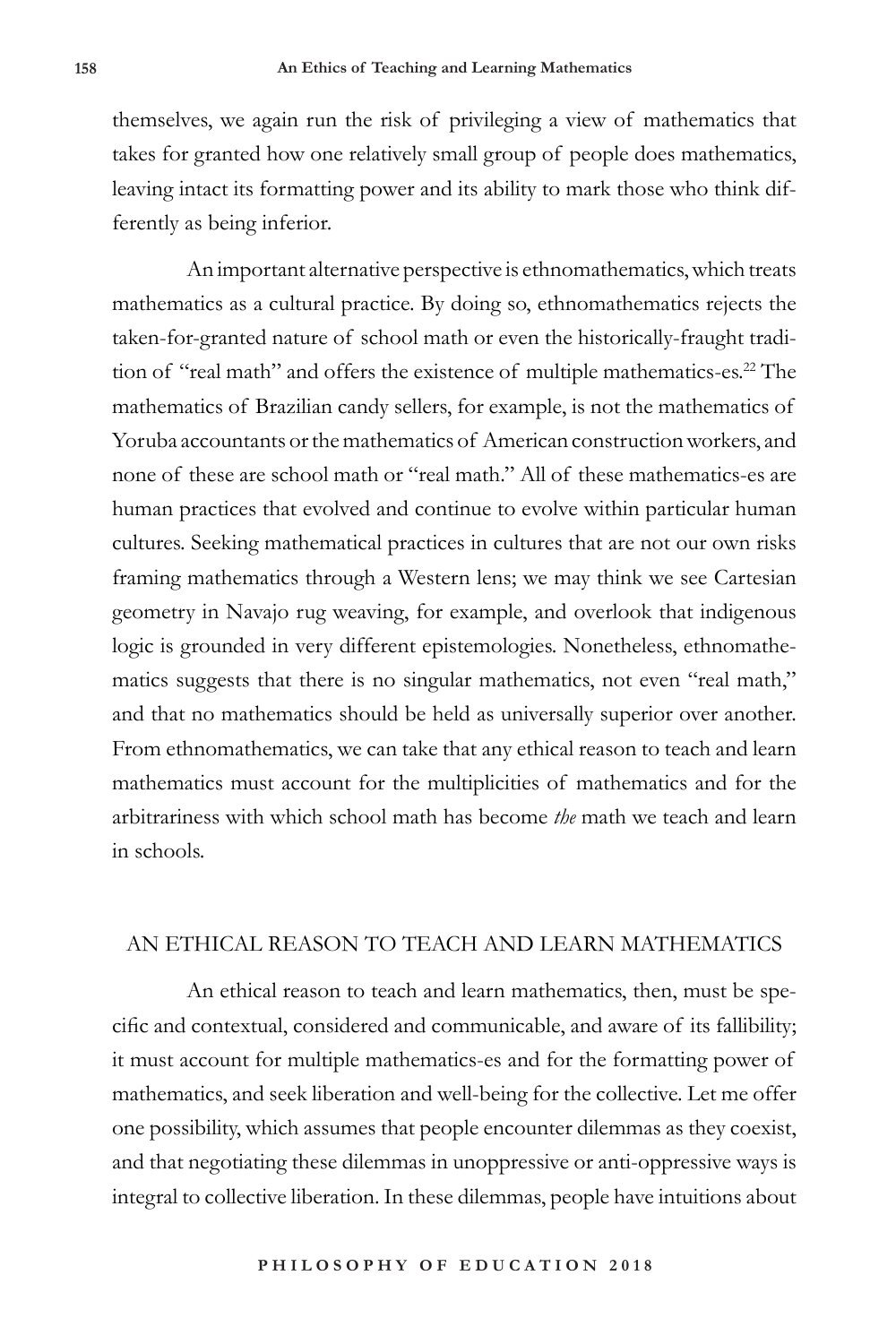themselves, we again run the risk of privileging a view of mathematics that takes for granted how one relatively small group of people does mathematics, leaving intact its formatting power and its ability to mark those who think differently as being inferior.

An important alternative perspective is ethnomathematics, which treats mathematics as a cultural practice. By doing so, ethnomathematics rejects the taken-for-granted nature of school math or even the historically-fraught tradition of "real math" and offers the existence of multiple mathematics-es.[22] The mathematics of Brazilian candy sellers, for example, is not the mathematics of Yoruba accountants or the mathematics of American construction workers, and none of these are school math or "real math." All of these mathematics-es are human practices that evolved and continue to evolve within particular human cultures. Seeking mathematical practices in cultures that are not our own risks framing mathematics through a Western lens; we may think we see Cartesian geometry in Navajo rug weaving, for example, and overlook that indigenous logic is grounded in very different epistemologies. Nonetheless, ethnomathematics suggests that there is no singular mathematics, not even "real math," and that no mathematics should be held as universally superior over another. From ethnomathematics, we can take that any ethical reason to teach and learn mathematics must account for the multiplicities of mathematics and for the arbitrariness with which school math has become *the* math we teach and learn in schools.

## AN ETHICAL REASON TO TEACH AND LEARN MATHEMATICS

An ethical reason to teach and learn mathematics, then, must be specific and contextual, considered and communicable, and aware of its fallibility; it must account for multiple mathematics-es and for the formatting power of mathematics, and seek liberation and well-being for the collective. Let me offer one possibility, which assumes that people encounter dilemmas as they coexist, and that negotiating these dilemmas in unoppressive or anti-oppressive ways is integral to collective liberation. In these dilemmas, people have intuitions about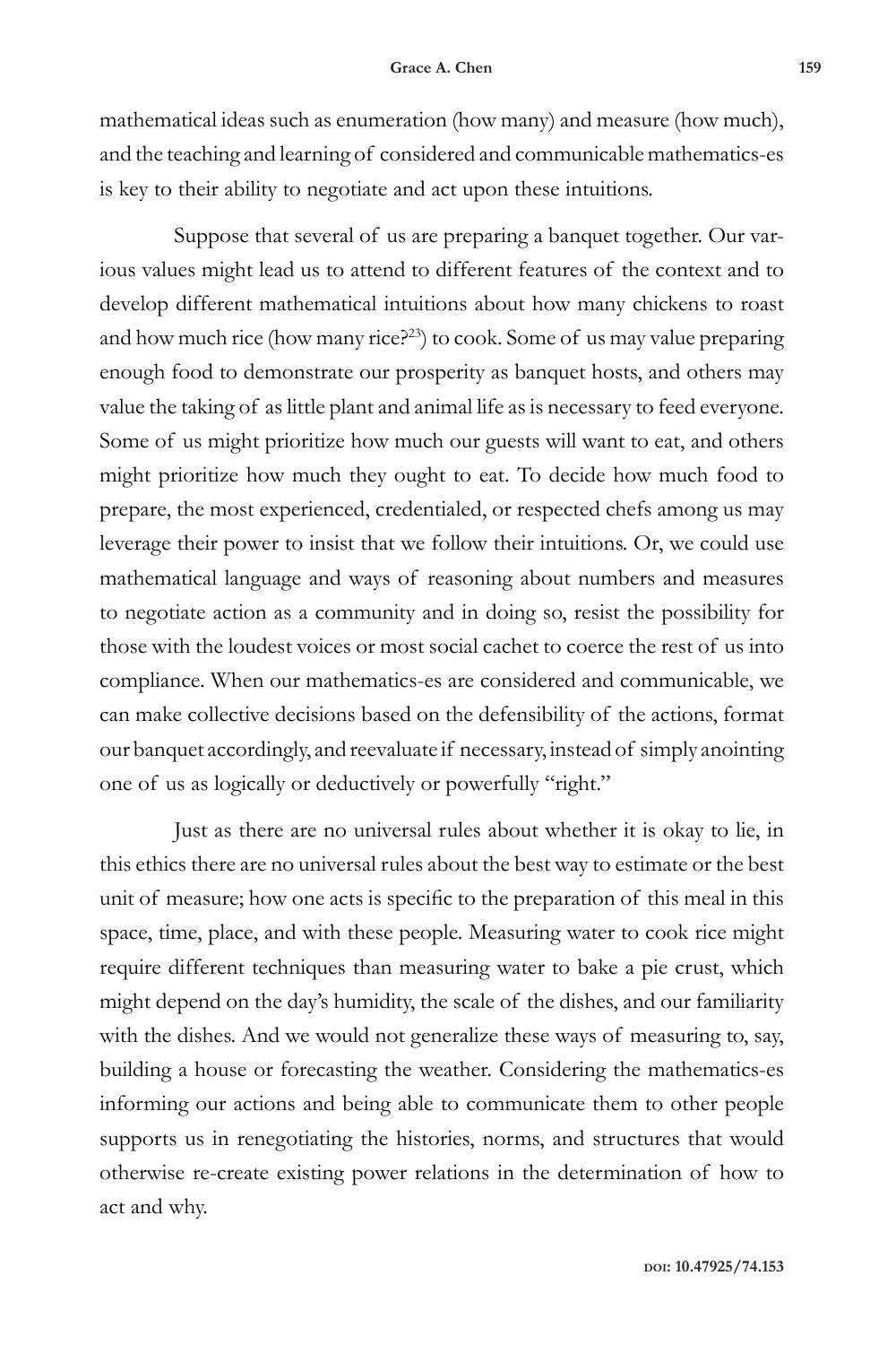mathematical ideas such as enumeration (how many) and measure (how much), and the teaching and learning of considered and communicable mathematics-es is key to their ability to negotiate and act upon these intuitions.

Suppose that several of us are preparing a banquet together. Our various values might lead us to attend to different features of the context and to develop different mathematical intuitions about how many chickens to roast and how much rice (how many rice?[23]) to cook. Some of us may value preparing enough food to demonstrate our prosperity as banquet hosts, and others may value the taking of as little plant and animal life as is necessary to feed everyone. Some of us might prioritize how much our guests will want to eat, and others might prioritize how much they ought to eat. To decide how much food to prepare, the most experienced, credentialed, or respected chefs among us may leverage their power to insist that we follow their intuitions. Or, we could use mathematical language and ways of reasoning about numbers and measures to negotiate action as a community and in doing so, resist the possibility for those with the loudest voices or most social cachet to coerce the rest of us into compliance. When our mathematics-es are considered and communicable, we can make collective decisions based on the defensibility of the actions, format our banquet accordingly, and reevaluate if necessary, instead of simply anointing one of us as logically or deductively or powerfully "right."

Just as there are no universal rules about whether it is okay to lie, in this ethics there are no universal rules about the best way to estimate or the best unit of measure; how one acts is specific to the preparation of this meal in this space, time, place, and with these people. Measuring water to cook rice might require different techniques than measuring water to bake a pie crust, which might depend on the day's humidity, the scale of the dishes, and our familiarity with the dishes. And we would not generalize these ways of measuring to, say, building a house or forecasting the weather. Considering the mathematics-es informing our actions and being able to communicate them to other people supports us in renegotiating the histories, norms, and structures that would otherwise re-create existing power relations in the determination of how to act and why.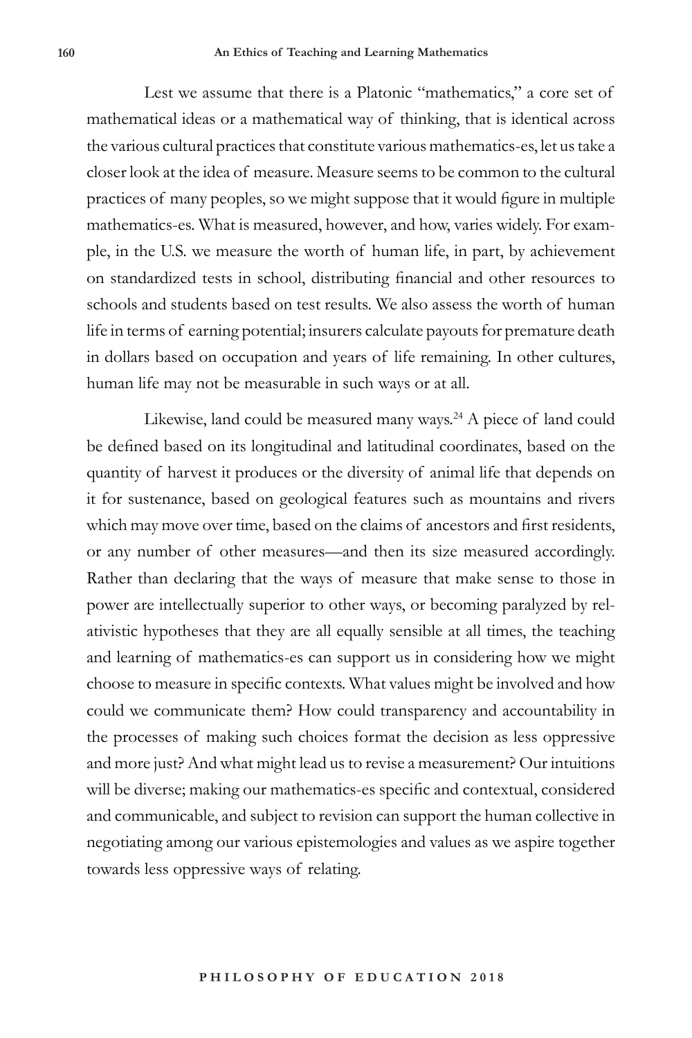Lest we assume that there is a Platonic "mathematics," a core set of mathematical ideas or a mathematical way of thinking, that is identical across the various cultural practices that constitute various mathematics-es, let us take a closer look at the idea of measure. Measure seems to be common to the cultural practices of many peoples, so we might suppose that it would figure in multiple mathematics-es. What is measured, however, and how, varies widely. For example, in the U.S. we measure the worth of human life, in part, by achievement on standardized tests in school, distributing financial and other resources to schools and students based on test results. We also assess the worth of human life in terms of earning potential; insurers calculate payouts for premature death in dollars based on occupation and years of life remaining. In other cultures, human life may not be measurable in such ways or at all.

Likewise, land could be measured many ways.[24] A piece of land could be defined based on its longitudinal and latitudinal coordinates, based on the quantity of harvest it produces or the diversity of animal life that depends on it for sustenance, based on geological features such as mountains and rivers which may move over time, based on the claims of ancestors and first residents, or any number of other measures—and then its size measured accordingly. Rather than declaring that the ways of measure that make sense to those in power are intellectually superior to other ways, or becoming paralyzed by relativistic hypotheses that they are all equally sensible at all times, the teaching and learning of mathematics-es can support us in considering how we might choose to measure in specific contexts. What values might be involved and how could we communicate them? How could transparency and accountability in the processes of making such choices format the decision as less oppressive and more just? And what might lead us to revise a measurement? Our intuitions will be diverse; making our mathematics-es specific and contextual, considered and communicable, and subject to revision can support the human collective in negotiating among our various epistemologies and values as we aspire together towards less oppressive ways of relating.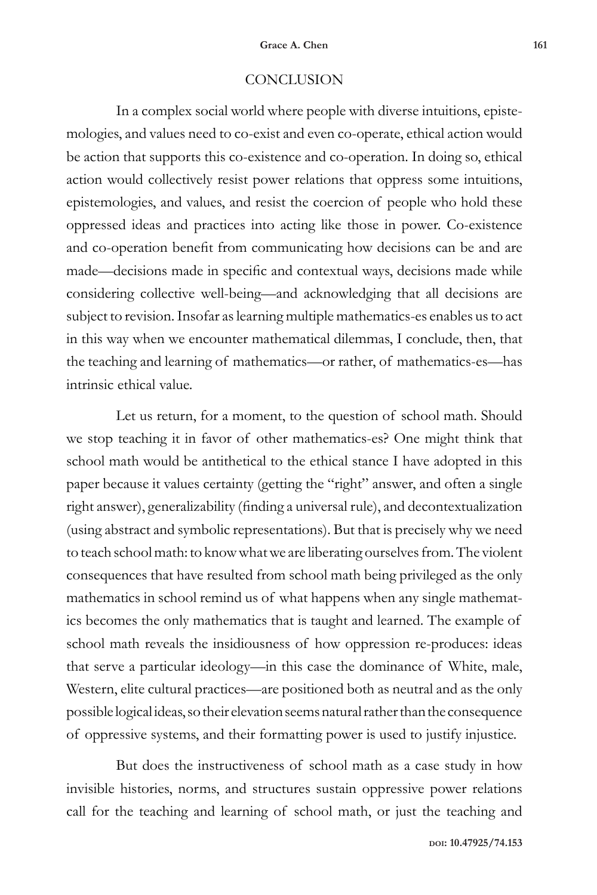## CONCLUSION

In a complex social world where people with diverse intuitions, epistemologies, and values need to co-exist and even co-operate, ethical action would be action that supports this co-existence and co-operation. In doing so, ethical action would collectively resist power relations that oppress some intuitions, epistemologies, and values, and resist the coercion of people who hold these oppressed ideas and practices into acting like those in power. Co-existence and co-operation benefit from communicating how decisions can be and are made—decisions made in specific and contextual ways, decisions made while considering collective well-being—and acknowledging that all decisions are subject to revision. Insofar as learning multiple mathematics-es enables us to act in this way when we encounter mathematical dilemmas, I conclude, then, that the teaching and learning of mathematics—or rather, of mathematics-es—has intrinsic ethical value.

Let us return, for a moment, to the question of school math. Should we stop teaching it in favor of other mathematics-es? One might think that school math would be antithetical to the ethical stance I have adopted in this paper because it values certainty (getting the "right" answer, and often a single right answer), generalizability (finding a universal rule), and decontextualization (using abstract and symbolic representations). But that is precisely why we need to teach school math: to know what we are liberating ourselves from. The violent consequences that have resulted from school math being privileged as the only mathematics in school remind us of what happens when any single mathematics becomes the only mathematics that is taught and learned. The example of school math reveals the insidiousness of how oppression re-produces: ideas that serve a particular ideology—in this case the dominance of White, male, Western, elite cultural practices—are positioned both as neutral and as the only possible logical ideas, so their elevation seems natural rather than the consequence of oppressive systems, and their formatting power is used to justify injustice.

But does the instructiveness of school math as a case study in how invisible histories, norms, and structures sustain oppressive power relations call for the teaching and learning of school math, or just the teaching and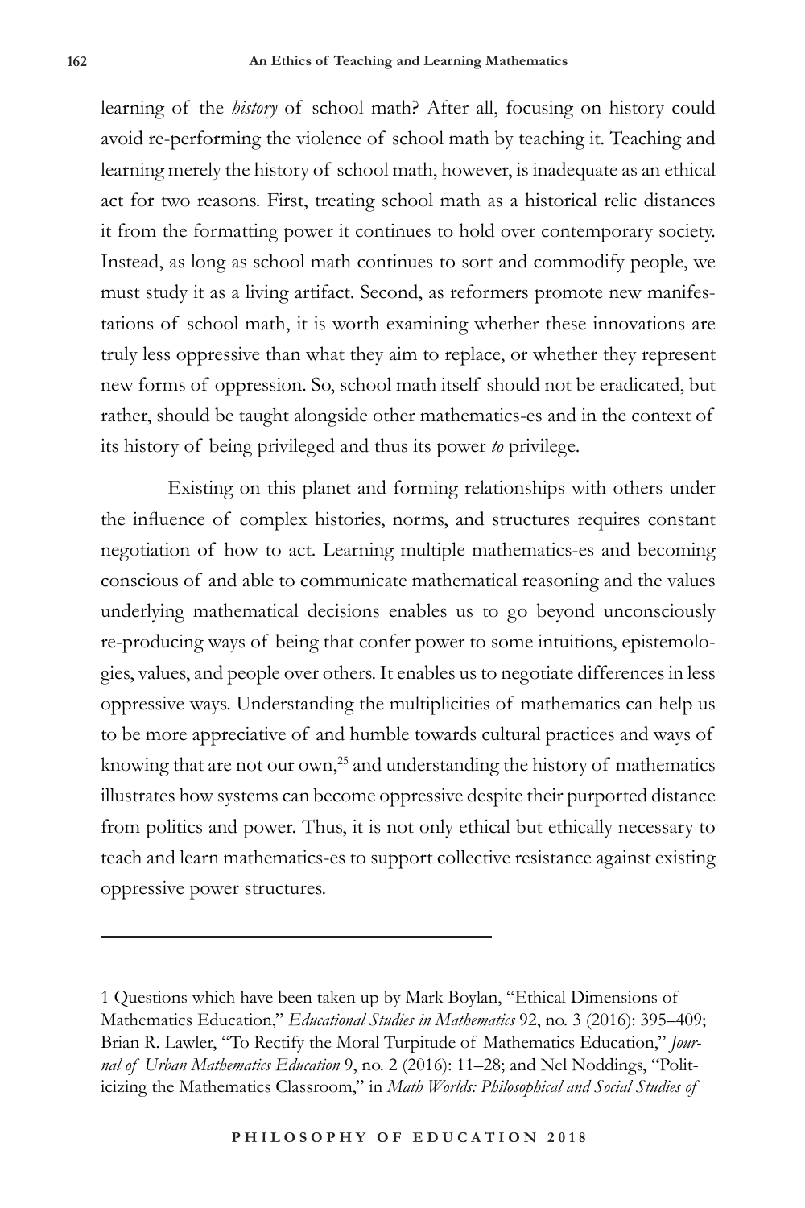learning of the *history* of school math? After all, focusing on history could avoid re-performing the violence of school math by teaching it. Teaching and learning merely the history of school math, however, is inadequate as an ethical act for two reasons. First, treating school math as a historical relic distances it from the formatting power it continues to hold over contemporary society. Instead, as long as school math continues to sort and commodify people, we must study it as a living artifact. Second, as reformers promote new manifestations of school math, it is worth examining whether these innovations are truly less oppressive than what they aim to replace, or whether they represent new forms of oppression. So, school math itself should not be eradicated, but rather, should be taught alongside other mathematics-es and in the context of its history of being privileged and thus its power *to* privilege.

Existing on this planet and forming relationships with others under the influence of complex histories, norms, and structures requires constant negotiation of how to act. Learning multiple mathematics-es and becoming conscious of and able to communicate mathematical reasoning and the values underlying mathematical decisions enables us to go beyond unconsciously re-producing ways of being that confer power to some intuitions, epistemologies, values, and people over others. It enables us to negotiate differences in less oppressive ways. Understanding the multiplicities of mathematics can help us to be more appreciative of and humble towards cultural practices and ways of knowing that are not our own,[25] and understanding the history of mathematics illustrates how systems can become oppressive despite their purported distance from politics and power. Thus, it is not only ethical but ethically necessary to teach and learn mathematics-es to support collective resistance against existing oppressive power structures.

---

1 Questions which have been taken up by Mark Boylan, "Ethical Dimensions of Mathematics Education," *Educational Studies in Mathematics* 92, no. 3 (2016): 395–409; Brian R. Lawler, "To Rectify the Moral Turpitude of Mathematics Education," *Journal of Urban Mathematics Education* 9, no. 2 (2016): 11–28; and Nel Noddings, "Politicizing the Mathematics Classroom," in *Math Worlds: Philosophical and Social Studies of*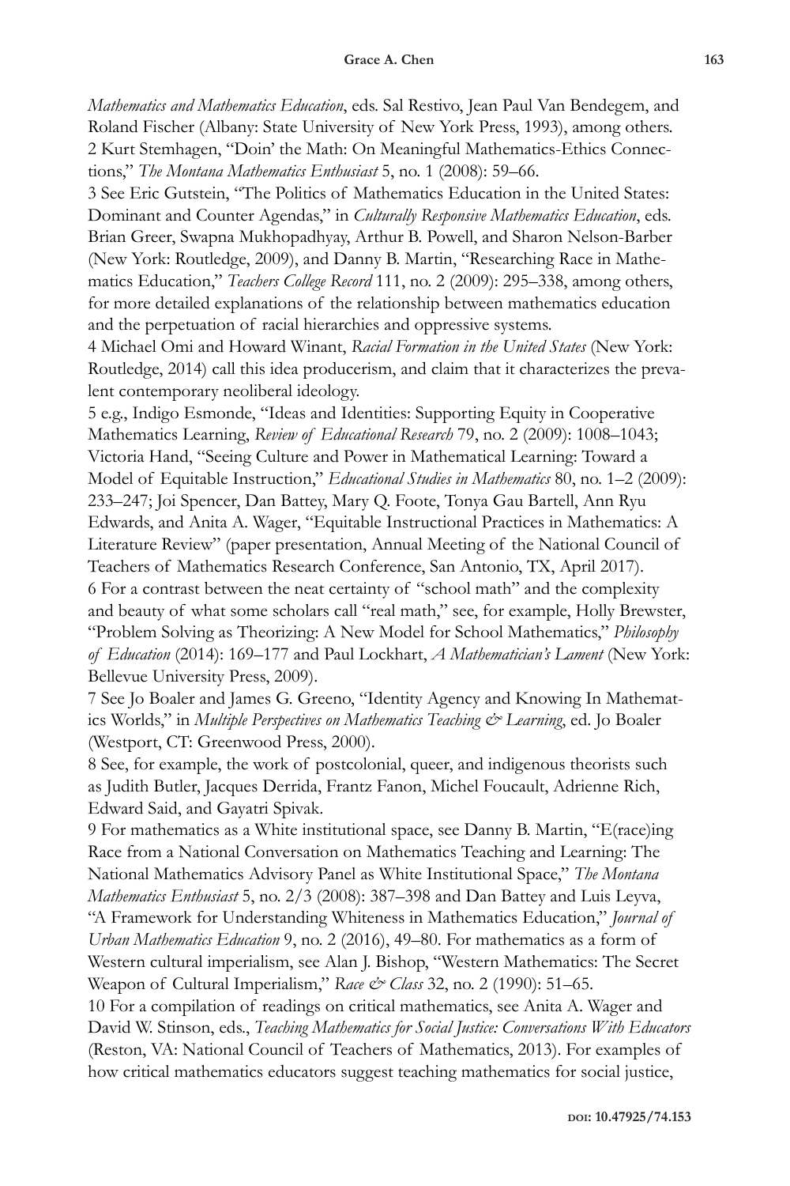*Mathematics and Mathematics Education*, eds. Sal Restivo, Jean Paul Van Bendegem, and Roland Fischer (Albany: State University of New York Press, 1993), among others.

2 Kurt Stemhagen, "Doin' the Math: On Meaningful Mathematics-Ethics Connections," *The Montana Mathematics Enthusiast* 5, no. 1 (2008): 59–66.

3 See Eric Gutstein, "The Politics of Mathematics Education in the United States: Dominant and Counter Agendas," in *Culturally Responsive Mathematics Education*, eds. Brian Greer, Swapna Mukhopadhyay, Arthur B. Powell, and Sharon Nelson-Barber (New York: Routledge, 2009), and Danny B. Martin, "Researching Race in Mathematics Education," *Teachers College Record* 111, no. 2 (2009): 295–338, among others, for more detailed explanations of the relationship between mathematics education and the perpetuation of racial hierarchies and oppressive systems.

4 Michael Omi and Howard Winant, *Racial Formation in the United States* (New York: Routledge, 2014) call this idea producerism, and claim that it characterizes the prevalent contemporary neoliberal ideology.

5 e.g., Indigo Esmonde, "Ideas and Identities: Supporting Equity in Cooperative Mathematics Learning, *Review of Educational Research* 79, no. 2 (2009): 1008–1043; Victoria Hand, "Seeing Culture and Power in Mathematical Learning: Toward a Model of Equitable Instruction," *Educational Studies in Mathematics* 80, no. 1–2 (2009): 233–247; Joi Spencer, Dan Battey, Mary Q. Foote, Tonya Gau Bartell, Ann Ryu Edwards, and Anita A. Wager, "Equitable Instructional Practices in Mathematics: A Literature Review" (paper presentation, Annual Meeting of the National Council of Teachers of Mathematics Research Conference, San Antonio, TX, April 2017).

6 For a contrast between the neat certainty of "school math" and the complexity and beauty of what some scholars call "real math," see, for example, Holly Brewster, "Problem Solving as Theorizing: A New Model for School Mathematics," *Philosophy of Education* (2014): 169–177 and Paul Lockhart, *A Mathematician's Lament* (New York: Bellevue University Press, 2009).

7 See Jo Boaler and James G. Greeno, "Identity Agency and Knowing In Mathematics Worlds," in *Multiple Perspectives on Mathematics Teaching & Learning*, ed. Jo Boaler (Westport, CT: Greenwood Press, 2000).

8 See, for example, the work of postcolonial, queer, and indigenous theorists such as Judith Butler, Jacques Derrida, Frantz Fanon, Michel Foucault, Adrienne Rich, Edward Said, and Gayatri Spivak.

9 For mathematics as a White institutional space, see Danny B. Martin, "E(race)ing Race from a National Conversation on Mathematics Teaching and Learning: The National Mathematics Advisory Panel as White Institutional Space," *The Montana Mathematics Enthusiast* 5, no. 2/3 (2008): 387–398 and Dan Battey and Luis Leyva, "A Framework for Understanding Whiteness in Mathematics Education," *Journal of Urban Mathematics Education* 9, no. 2 (2016), 49–80. For mathematics as a form of Western cultural imperialism, see Alan J. Bishop, "Western Mathematics: The Secret Weapon of Cultural Imperialism," *Race & Class* 32, no. 2 (1990): 51–65.

10 For a compilation of readings on critical mathematics, see Anita A. Wager and David W. Stinson, eds., *Teaching Mathematics for Social Justice: Conversations With Educators* (Reston, VA: National Council of Teachers of Mathematics, 2013). For examples of how critical mathematics educators suggest teaching mathematics for social justice,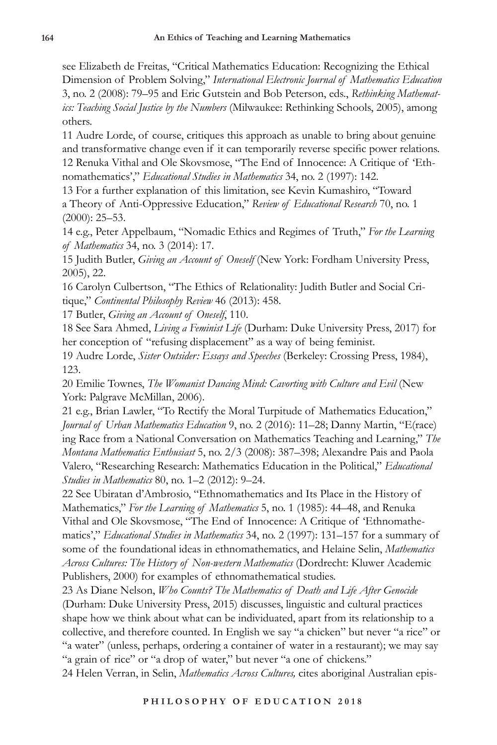see Elizabeth de Freitas, "Critical Mathematics Education: Recognizing the Ethical Dimension of Problem Solving," *International Electronic Journal of Mathematics Education* 3, no. 2 (2008): 79–95 and Eric Gutstein and Bob Peterson, eds., *Rethinking Mathematics: Teaching Social Justice by the Numbers* (Milwaukee: Rethinking Schools, 2005), among others.

11 Audre Lorde, of course, critiques this approach as unable to bring about genuine and transformative change even if it can temporarily reverse specific power relations.

12 Renuka Vithal and Ole Skovsmose, "The End of Innocence: A Critique of 'Ethnomathematics'," *Educational Studies in Mathematics* 34, no. 2 (1997): 142.

13 For a further explanation of this limitation, see Kevin Kumashiro, "Toward a Theory of Anti-Oppressive Education," *Review of Educational Research* 70, no. 1 (2000): 25–53.

14 e.g., Peter Appelbaum, "Nomadic Ethics and Regimes of Truth," *For the Learning of Mathematics* 34, no. 3 (2014): 17.

15 Judith Butler, *Giving an Account of Oneself* (New York: Fordham University Press, 2005), 22.

16 Carolyn Culbertson, "The Ethics of Relationality: Judith Butler and Social Critique," *Continental Philosophy Review* 46 (2013): 458.

17 Butler, *Giving an Account of Oneself*, 110.

18 See Sara Ahmed, *Living a Feminist Life* (Durham: Duke University Press, 2017) for her conception of "refusing displacement" as a way of being feminist.

19 Audre Lorde, *Sister Outsider: Essays and Speeches* (Berkeley: Crossing Press, 1984), 123.

20 Emilie Townes, *The Womanist Dancing Mind: Cavorting with Culture and Evil* (New York: Palgrave McMillan, 2006).

21 e.g., Brian Lawler, "To Rectify the Moral Turpitude of Mathematics Education," *Journal of Urban Mathematics Education* 9, no. 2 (2016): 11–28; Danny Martin, "E(race)ing Race from a National Conversation on Mathematics Teaching and Learning," *The Montana Mathematics Enthusiast* 5, no. 2/3 (2008): 387–398; Alexandre Pais and Paola Valero, "Researching Research: Mathematics Education in the Political," *Educational Studies in Mathematics* 80, no. 1–2 (2012): 9–24.

22 See Ubiratan d'Ambrosio, "Ethnomathematics and Its Place in the History of Mathematics," *For the Learning of Mathematics* 5, no. 1 (1985): 44–48, and Renuka Vithal and Ole Skovsmose, "The End of Innocence: A Critique of 'Ethnomathematics'," *Educational Studies in Mathematics* 34, no. 2 (1997): 131–157 for a summary of some of the foundational ideas in ethnomathematics, and Helaine Selin, *Mathematics Across Cultures: The History of Non-western Mathematics* (Dordrecht: Kluwer Academic Publishers, 2000) for examples of ethnomathematical studies.

23 As Diane Nelson, *Who Counts? The Mathematics of Death and Life After Genocide* (Durham: Duke University Press, 2015) discusses, linguistic and cultural practices shape how we think about what can be individuated, apart from its relationship to a collective, and therefore counted. In English we say "a chicken" but never "a rice" or "a water" (unless, perhaps, ordering a container of water in a restaurant); we may say "a grain of rice" or "a drop of water," but never "a one of chickens."

24 Helen Verran, in Selin, *Mathematics Across Cultures,* cites aboriginal Australian epis-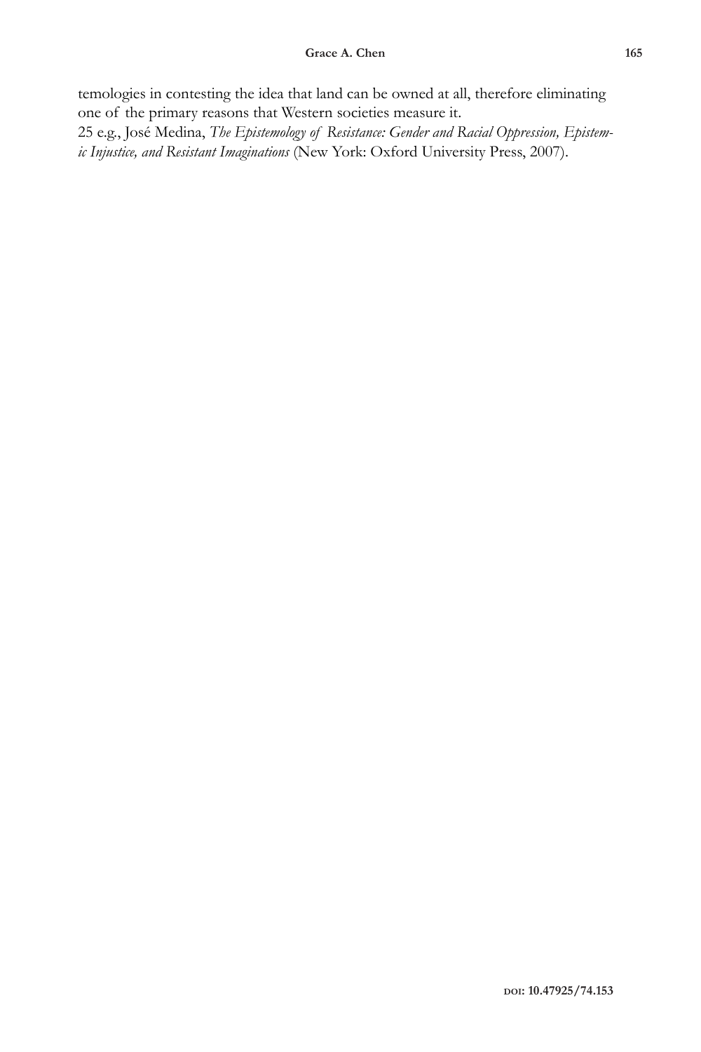temologies in contesting the idea that land can be owned at all, therefore eliminating one of the primary reasons that Western societies measure it.

25 e.g., José Medina, *The Epistemology of Resistance: Gender and Racial Oppression, Epistemic Injustice, and Resistant Imaginations* (New York: Oxford University Press, 2007).